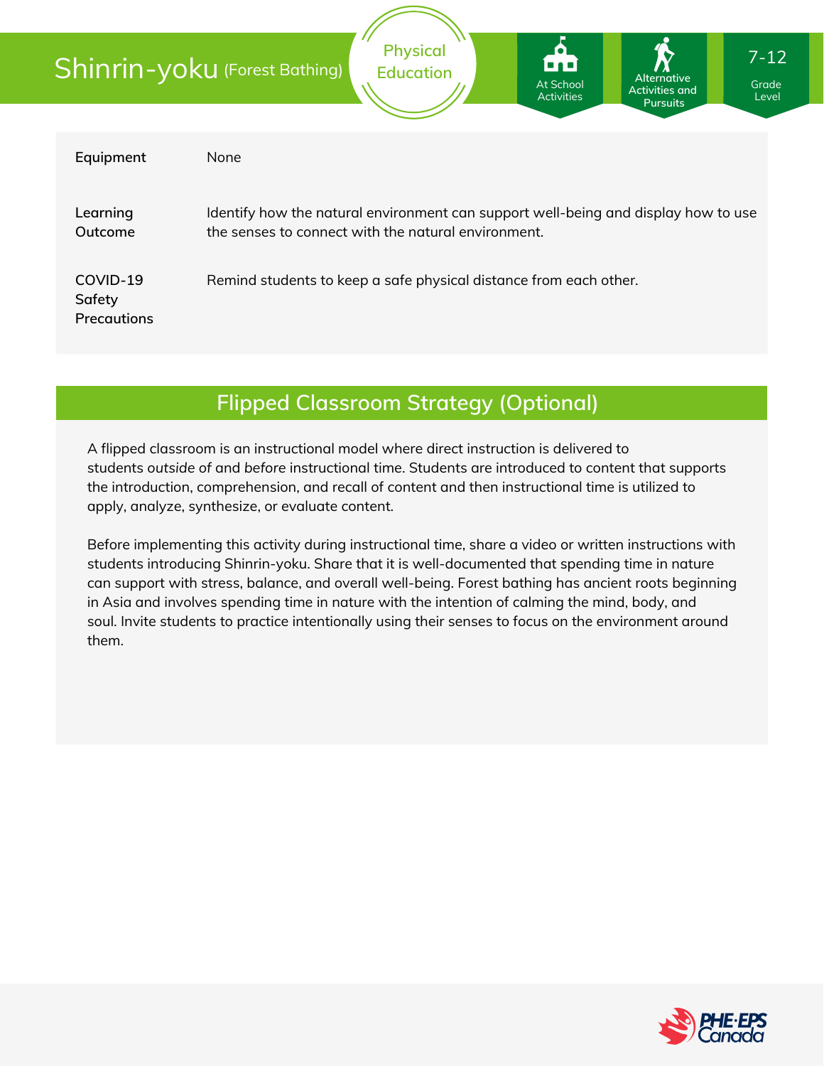# Shinrin-yoku (Forest Bathing)

Physical Education

At School Activities | Alternative Activities and Pursuits | 7-12 Grade Level

| | |
|---|---|
| **Equipment** | None |
| **Learning Outcome** | Identify how the natural environment can support well-being and display how to use the senses to connect with the natural environment. |
| **COVID-19 Safety Precautions** | Remind students to keep a safe physical distance from each other. |

## Flipped Classroom Strategy (Optional)

A flipped classroom is an instructional model where direct instruction is delivered to students *outside* of and *before* instructional time. Students are introduced to content that supports the introduction, comprehension, and recall of content and then instructional time is utilized to apply, analyze, synthesize, or evaluate content.

Before implementing this activity during instructional time, share a video or written instructions with students introducing Shinrin-yoku. Share that it is well-documented that spending time in nature can support with stress, balance, and overall well-being. Forest bathing has ancient roots beginning in Asia and involves spending time in nature with the intention of calming the mind, body, and soul. Invite students to practice intentionally using their senses to focus on the environment around them.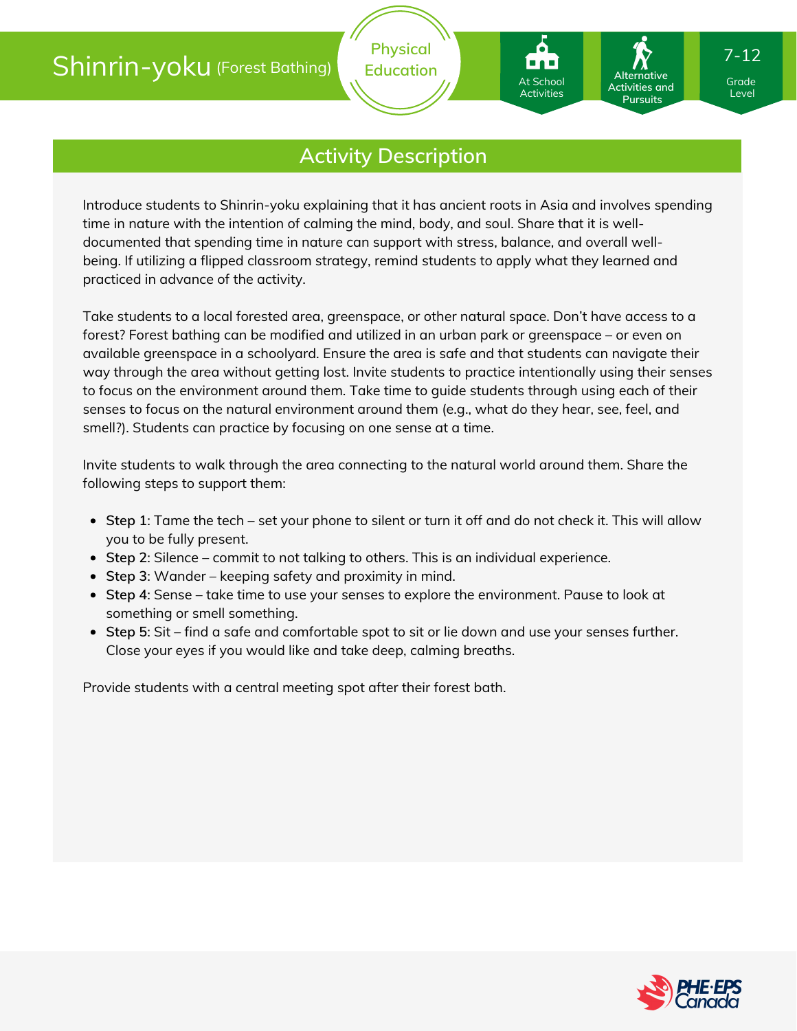# Shinrin-yoku (Forest Bathing)

Physical Education

At School Activities | Alternative Activities and Pursuits | 7-12 Grade Level

## Activity Description

Introduce students to Shinrin-yoku explaining that it has ancient roots in Asia and involves spending time in nature with the intention of calming the mind, body, and soul. Share that it is well-documented that spending time in nature can support with stress, balance, and overall well-being. If utilizing a flipped classroom strategy, remind students to apply what they learned and practiced in advance of the activity.

Take students to a local forested area, greenspace, or other natural space. Don't have access to a forest? Forest bathing can be modified and utilized in an urban park or greenspace – or even on available greenspace in a schoolyard. Ensure the area is safe and that students can navigate their way through the area without getting lost. Invite students to practice intentionally using their senses to focus on the environment around them. Take time to guide students through using each of their senses to focus on the natural environment around them (e.g., what do they hear, see, feel, and smell?). Students can practice by focusing on one sense at a time.

Invite students to walk through the area connecting to the natural world around them. Share the following steps to support them:

- **Step 1**: Tame the tech – set your phone to silent or turn it off and do not check it. This will allow you to be fully present.
- **Step 2**: Silence – commit to not talking to others. This is an individual experience.
- **Step 3**: Wander – keeping safety and proximity in mind.
- **Step 4**: Sense – take time to use your senses to explore the environment. Pause to look at something or smell something.
- **Step 5**: Sit – find a safe and comfortable spot to sit or lie down and use your senses further. Close your eyes if you would like and take deep, calming breaths.

Provide students with a central meeting spot after their forest bath.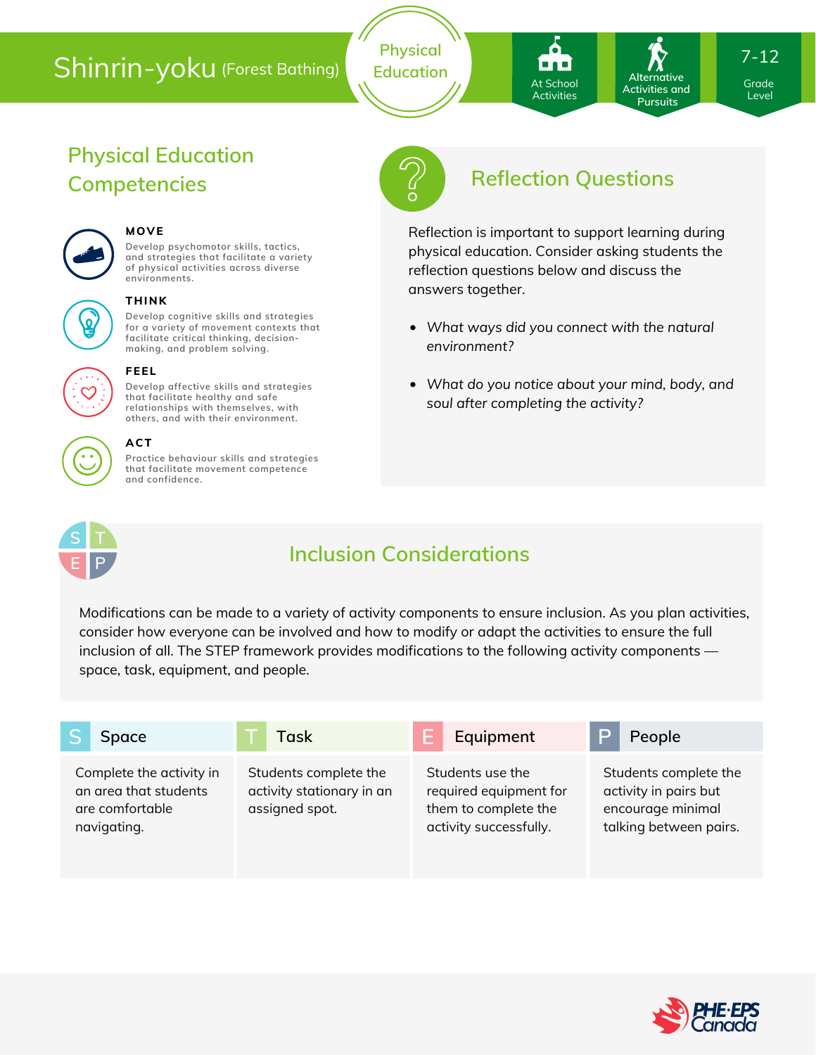# Shinrin-yoku (Forest Bathing)

Physical Education

At School Activities | Alternative Activities and Pursuits | 7-12 Grade Level

## Physical Education Competencies

**MOVE**

Develop psychomotor skills, tactics, and strategies that facilitate a variety of physical activities across diverse environments.

**THINK**

Develop cognitive skills and strategies for a variety of movement contexts that facilitate critical thinking, decision-making, and problem solving.

**FEEL**

Develop affective skills and strategies that facilitate healthy and safe relationships with themselves, with others, and with their environment.

**ACT**

Practice behaviour skills and strategies that facilitate movement competence and confidence.

## Reflection Questions

Reflection is important to support learning during physical education. Consider asking students the reflection questions below and discuss the answers together.

- *What ways did you connect with the natural environment?*
- *What do you notice about your mind, body, and soul after completing the activity?*

## Inclusion Considerations

Modifications can be made to a variety of activity components to ensure inclusion. As you plan activities, consider how everyone can be involved and how to modify or adapt the activities to ensure the full inclusion of all. The STEP framework provides modifications to the following activity components — space, task, equipment, and people.

| S Space | T Task | E Equipment | P People |
|---|---|---|---|
| Complete the activity in an area that students are comfortable navigating. | Students complete the activity stationary in an assigned spot. | Students use the required equipment for them to complete the activity successfully. | Students complete the activity in pairs but encourage minimal talking between pairs. |

PHE·EPS Canada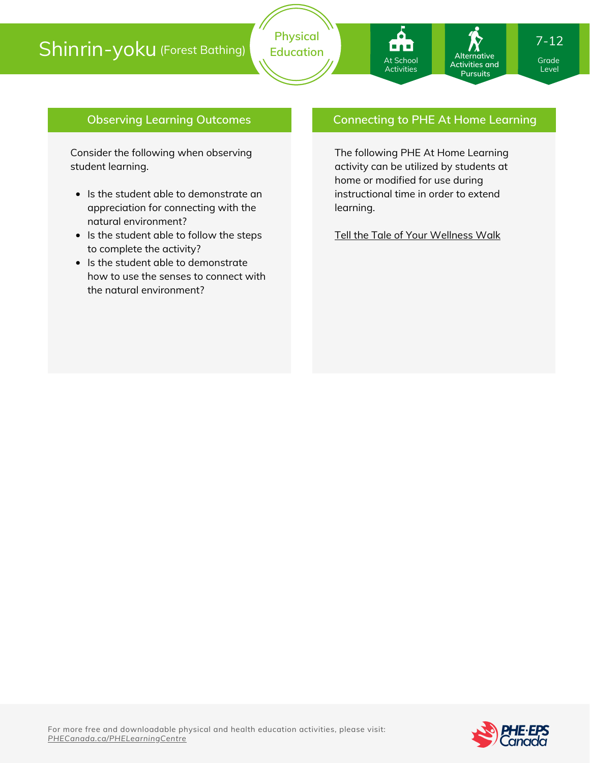# Shinrin-yoku (Forest Bathing)

Physical Education

At School Activities

Alternative Activities and Pursuits

7-12 Grade Level

## Observing Learning Outcomes

Consider the following when observing student learning.

- Is the student able to demonstrate an appreciation for connecting with the natural environment?
- Is the student able to follow the steps to complete the activity?
- Is the student able to demonstrate how to use the senses to connect with the natural environment?

## Connecting to PHE At Home Learning

The following PHE At Home Learning activity can be utilized by students at home or modified for use during instructional time in order to extend learning.

Tell the Tale of Your Wellness Walk

For more free and downloadable physical and health education activities, please visit: *PHECanada.ca/PHELearningCentre*